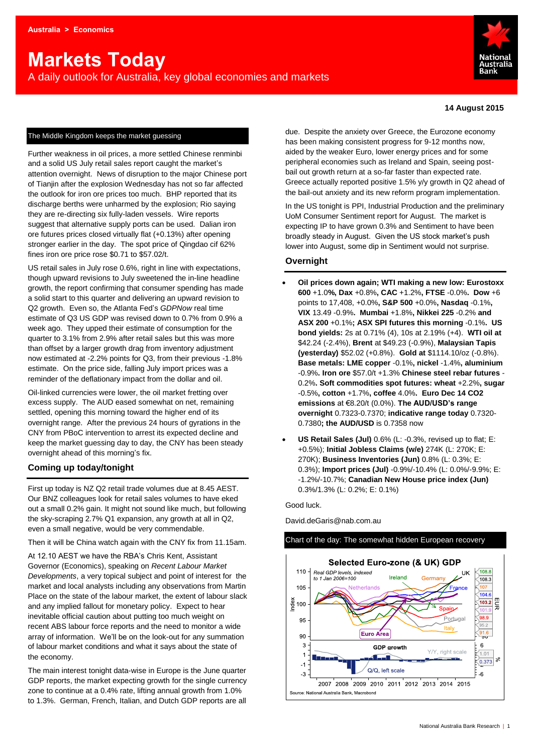Australia > Economics

# Markets Today

A daily outlook for Australia, key global economies and markets

**14 August 2015**

## The Middle Kingdom keeps the market guessing

Further weakness in oil prices, a more settled Chinese renminbi and a solid US July retail sales report caught the market's attention overnight. News of disruption to the major Chinese port of Tianjin after the explosion Wednesday has not so far affected the outlook for iron ore prices too much. BHP reported that its discharge berths were unharmed by the explosion; Rio saying they are re-directing six fully-laden vessels. Wire reports suggest that alternative supply ports can be used. Dalian iron ore futures prices closed virtually flat (+0.13%) after opening stronger earlier in the day. The spot price of Qingdao cif 62% fines iron ore price rose $0.71 to $57.02/t.

US retail sales in July rose 0.6%, right in line with expectations, though upward revisions to July sweetened the in-line headline growth, the report confirming that consumer spending has made a solid start to this quarter and delivering an upward revision to Q2 growth. Even so, the Atlanta Fed's *GDPNow* real time estimate of Q3 US GDP was revised down to 0.7% from 0.9% a week ago. They upped their estimate of consumption for the quarter to 3.1% from 2.9% after retail sales but this was more than offset by a larger growth drag from inventory adjustment now estimated at -2.2% points for Q3, from their previous -1.8% estimate. On the price side, falling July import prices was a reminder of the deflationary impact from the dollar and oil.

Oil-linked currencies were lower, the oil market fretting over excess supply. The AUD eased somewhat on net, remaining settled, opening this morning toward the higher end of its overnight range. After the previous 24 hours of gyrations in the CNY from PBoC intervention to arrest its expected decline and keep the market guessing day to day, the CNY has been steady overnight ahead of this morning's fix.

## Coming up today/tonight

First up today is NZ Q2 retail trade volumes due at 8.45 AEST. Our BNZ colleagues look for retail sales volumes to have eked out a small 0.2% gain. It might not sound like much, but following the sky-scraping 2.7% Q1 expansion, any growth at all in Q2, even a small negative, would be very commendable.

Then it will be China watch again with the CNY fix from 11.15am.

At 12.10 AEST we have the RBA's Chris Kent, Assistant Governor (Economics), speaking on *Recent Labour Market Developments*, a very topical subject and point of interest for the market and local analysts including any observations from Martin Place on the state of the labour market, the extent of labour slack and any implied fallout for monetary policy. Expect to hear inevitable official caution about putting too much weight on recent ABS labour force reports and the need to monitor a wide array of information. We'll be on the look-out for any summation of labour market conditions and what it says about the state of the economy.

The main interest tonight data-wise in Europe is the June quarter GDP reports, the market expecting growth for the single currency zone to continue at a 0.4% rate, lifting annual growth from 1.0% to 1.3%. German, French, Italian, and Dutch GDP reports are all due. Despite the anxiety over Greece, the Eurozone economy has been making consistent progress for 9-12 months now, aided by the weaker Euro, lower energy prices and for some peripheral economies such as Ireland and Spain, seeing post-bail out growth return at a so-far faster than expected rate. Greece actually reported positive 1.5% y/y growth in Q2 ahead of the bail-out anxiety and its new reform program implementation.

In the US tonight is PPI, Industrial Production and the preliminary UoM Consumer Sentiment report for August. The market is expecting IP to have grown 0.3% and Sentiment to have been broadly steady in August. Given the US stock market's push lower into August, some dip in Sentiment would not surprise.

## Overnight

- **Oil prices down again; WTI making a new low: Eurostoxx 600** +1.0%**, Dax** +0.8%**, CAC** +1.2%**, FTSE** -0.0%**. Dow** +6 points to 17,408, +0.0%**, S&P 500** +0.0%**, Nasdaq** -0.1%**, VIX** 13.49 -0.9%**. Mumbai** +1.8%**, Nikkei 225** -0.2% **and ASX 200** +0.1%**; ASX SPI futures this morning** -0.1%**. US bond yields:** 2s at 0.71% (4), 10s at 2.19% (+4). **WTI oil at** $42.24 (-2.4%), **Brent** at $49.23 (-0.9%), **Malaysian Tapis (yesterday)** $52.02 (+0.8%). **Gold at** $1114.10/oz (-0.8%). **Base metals: LME copper** -0.1%**, nickel** -1.4%**, aluminium** -0.9%**. Iron ore** $57.0/t +1.3% **Chinese steel rebar futures** -0.2%**. Soft commodities spot futures: wheat** +2.2%**, sugar** -0.5%**, cotton** +1.7%**, coffee** 4.0%**. Euro Dec 14 CO2 emissions** at €8.20/t (0.0%). **The AUD/USD's range overnight** 0.7323-0.7370; **indicative range today** 0.7320-0.7380**; the AUD/USD** is 0.7358 now
- **US Retail Sales (Jul)** 0.6% (L: -0.3%, revised up to flat; E: +0.5%); **Initial Jobless Claims (w/e)** 274K (L: 270K; E: 270K); **Business Inventories (Jun)** 0.8% (L: 0.3%; E: 0.3%); **Import prices (Jul)** -0.9%/-10.4% (L: 0.0%/-9.9%; E: -1.2%/-10.7%; **Canadian New House price index (Jun)** 0.3%/1.3% (L: 0.2%; E: 0.1%)

Good luck.

David.deGaris@nab.com.au

## Chart of the day: The somewhat hidden European recovery

Source: National Australia Bank, Macrobond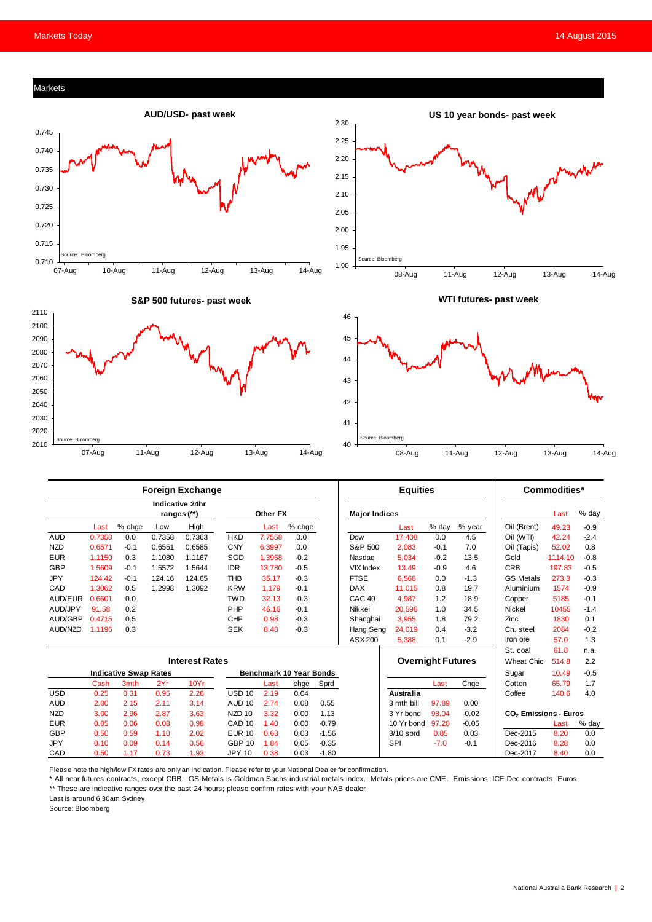## Markets

**AUD/USD- past week**

**US 10 year bonds- past week**

**S&P 500 futures- past week**

**WTI futures- past week**

Source: Bloomberg

### Foreign Exchange

| | Last | % chge | Low | High | | Last | % chge |
|---|---|---|---|---|---|---|---|
| | | | Indicative 24hr ranges (**) | | Other FX | | |
| AUD | 0.7358 | 0.0 | 0.7358 | 0.7363 | HKD | 7.7558 | 0.0 |
| NZD | 0.6571 | -0.1 | 0.6551 | 0.6585 | CNY | 6.3997 | 0.0 |
| EUR | 1.1150 | 0.3 | 1.1080 | 1.1167 | SGD | 1.3968 | -0.2 |
| GBP | 1.5609 | -0.1 | 1.5572 | 1.5644 | IDR | 13,780 | -0.5 |
| JPY | 124.42 | -0.1 | 124.16 | 124.65 | THB | 35.17 | -0.3 |
| CAD | 1.3062 | 0.5 | 1.2998 | 1.3092 | KRW | 1,179 | -0.1 |
| AUD/EUR | 0.6601 | 0.0 | | | TWD | 32.13 | -0.3 |
| AUD/JPY | 91.58 | 0.2 | | | PHP | 46.16 | -0.1 |
| AUD/GBP | 0.4715 | 0.5 | | | CHF | 0.98 | -0.3 |
| AUD/NZD | 1.1196 | 0.3 | | | SEK | 8.48 | -0.3 |

### Equities

| Major Indices | Last | % day | % year |
|---|---|---|---|
| Dow | 17,408 | 0.0 | 4.5 |
| S&P 500 | 2,083 | -0.1 | 7.0 |
| Nasdaq | 5,034 | -0.2 | 13.5 |
| VIX Index | 13.49 | -0.9 | 4.6 |
| FTSE | 6,568 | 0.0 | -1.3 |
| DAX | 11,015 | 0.8 | 19.7 |
| CAC 40 | 4,987 | 1.2 | 18.9 |
| Nikkei | 20,596 | 1.0 | 34.5 |
| Shanghai | 3,955 | 1.8 | 79.2 |
| Hang Seng | 24,019 | 0.4 | -3.2 |
| ASX 200 | 5,388 | 0.1 | -2.9 |

### Commodities*

| | Last | % day |
|---|---|---|
| Oil (Brent) | 49.23 | -0.9 |
| Oil (WTI) | 42.24 | -2.4 |
| Oil (Tapis) | 52.02 | 0.8 |
| Gold | 1114.10 | -0.8 |
| CRB | 197.83 | -0.5 |
| GS Metals | 273.3 | -0.3 |
| Aluminium | 1574 | -0.9 |
| Copper | 5185 | -0.1 |
| Nickel | 10455 | -1.4 |
| Zinc | 1830 | 0.1 |
| Ch. steel | 2084 | -0.2 |
| Iron ore | 57.0 | 1.3 |
| St. coal | 61.8 | n.a. |
| Wheat Chic | 514.8 | 2.2 |
| Sugar | 10.49 | -0.5 |
| Cotton | 65.79 | 1.7 |
| Coffee | 140.6 | 4.0 |

### Interest Rates

| Indicative Swap Rates | Cash | 3mth | 2Yr | 10Yr | Benchmark 10 Year Bonds | Last | chge | Sprd |
|---|---|---|---|---|---|---|---|---|
| USD | 0.25 | 0.31 | 0.95 | 2.26 | USD 10 | 2.19 | 0.04 | |
| AUD | 2.00 | 2.15 | 2.11 | 3.14 | AUD 10 | 2.74 | 0.08 | 0.55 |
| NZD | 3.00 | 2.96 | 2.87 | 3.63 | NZD 10 | 3.32 | 0.00 | 1.13 |
| EUR | 0.05 | 0.06 | 0.08 | 0.98 | CAD 10 | 1.40 | 0.00 | -0.79 |
| GBP | 0.50 | 0.59 | 1.10 | 2.02 | EUR 10 | 0.63 | 0.03 | -1.56 |
| JPY | 0.10 | 0.09 | 0.14 | 0.56 | GBP 10 | 1.84 | 0.05 | -0.35 |
| CAD | 0.50 | 1.17 | 0.73 | 1.93 | JPY 10 | 0.38 | 0.03 | -1.80 |

### Overnight Futures

| Australia | Last | Chge |
|---|---|---|
| 3 mth bill | 97.89 | 0.00 |
| 3 Yr bond | 98.04 | -0.02 |
| 10 Yr bond | 97.20 | -0.05 |
| 3/10 sprd | 0.85 | 0.03 |
| SPI | -7.0 | -0.1 |

### $CO_2$ Emissions - Euros

| | Last | % day |
|---|---|---|
| Dec-2015 | 8.20 | 0.0 |
| Dec-2016 | 8.28 | 0.0 |
| Dec-2017 | 8.40 | 0.0 |

Please note the high/low FX rates are only an indication. Please refer to your National Dealer for confirmation.

* All near futures contracts, except CRB. GS Metals is Goldman Sachs industrial metals index. Metals prices are CME. Emissions: ICE Dec contracts, Euros

** These are indicative ranges over the past 24 hours; please confirm rates with your NAB dealer

Last is around 6:30am Sydney

Source: Bloomberg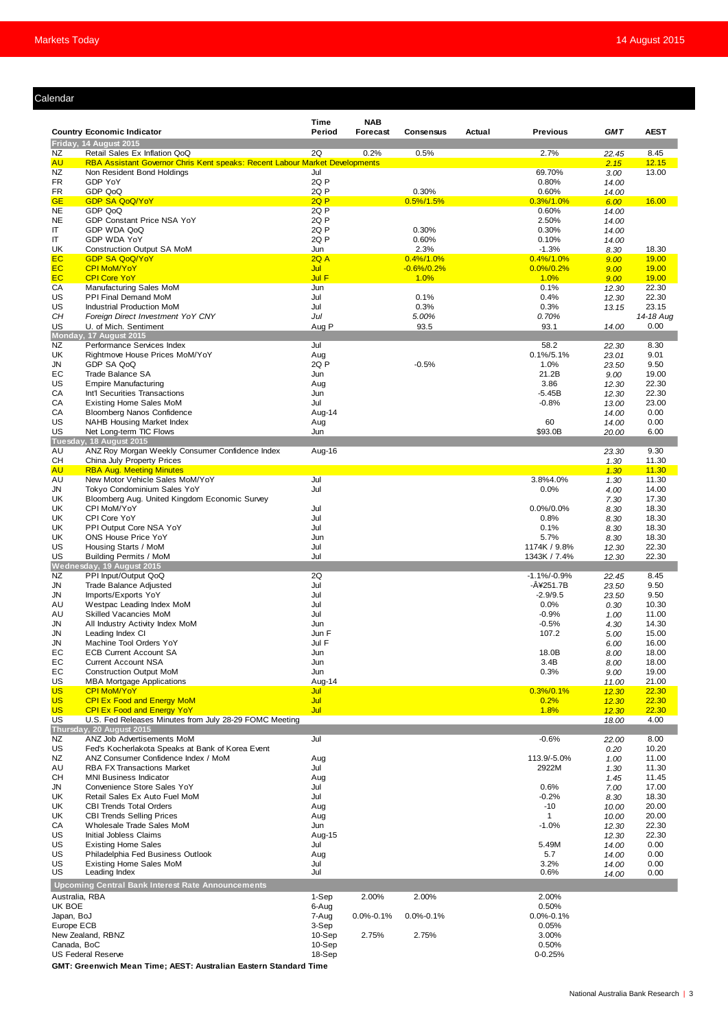## Calendar

| Country | Economic Indicator | Time Period | NAB Forecast | Consensus | Actual | Previous | GMT | AEST |
|---|---|---|---|---|---|---|---|---|
| **Friday, 14 August 2015** | | | | | | | | |
| NZ | Retail Sales Ex Inflation QoQ | 2Q | 0.2% | 0.5% | | 2.7% | 22.45 | 8.45 |
| AU | RBA Assistant Governor Chris Kent speaks: Recent Labour Market Developments | | | | | | 2.15 | 12.15 |
| NZ | Non Resident Bond Holdings | Jul | | | | 69.70% | 3.00 | 13.00 |
| FR | GDP YoY | 2Q P | | | | 0.80% | 14.00 | |
| FR | GDP QoQ | 2Q P | | 0.30% | | 0.60% | 14.00 | |
| GE | GDP SA QoQ/YoY | 2Q P | | 0.5%/1.5% | | 0.3%/1.0% | 6.00 | 16.00 |
| NE | GDP QoQ | 2Q P | | | | 0.60% | 14.00 | |
| NE | GDP Constant Price NSA YoY | 2Q P | | | | 2.50% | 14.00 | |
| IT | GDP WDA QoQ | 2Q P | | 0.30% | | 0.30% | 14.00 | |
| IT | GDP WDA YoY | 2Q P | | 0.60% | | 0.10% | 14.00 | |
| UK | Construction Output SA MoM | Jun | | 2.3% | | -1.3% | 8.30 | 18.30 |
| EC | GDP SA QoQ/YoY | 2Q A | | 0.4%/1.0% | | 0.4%/1.0% | 9.00 | 19.00 |
| EC | CPI MoM/YoY | Jul | | -0.6%/0.2% | | 0.0%/0.2% | 9.00 | 19.00 |
| EC | CPI Core YoY | Jul F | | 1.0% | | 1.0% | 9.00 | 19.00 |
| CA | Manufacturing Sales MoM | Jun | | | | 0.1% | 12.30 | 22.30 |
| US | PPI Final Demand MoM | Jul | | 0.1% | | 0.4% | 12.30 | 22.30 |
| US | Industrial Production MoM | Jul | | 0.3% | | 0.3% | 13.15 | 23.15 |
| *CH* | *Foreign Direct Investment YoY CNY* | *Jul* | | *5.00%* | | *0.70%* | | *14-18 Aug* |
| US | U. of Mich. Sentiment | Aug P | | 93.5 | | 93.1 | 14.00 | 0.00 |
| **Monday, 17 August 2015** | | | | | | | | |
| NZ | Performance Services Index | Jul | | | | 58.2 | 22.30 | 8.30 |
| UK | Rightmove House Prices MoM/YoY | Aug | | | | 0.1%/5.1% | 23.01 | 9.01 |
| JN | GDP SA QoQ | 2Q P | | -0.5% | | 1.0% | 23.50 | 9.50 |
| EC | Trade Balance SA | Jun | | | | 21.2B | 9.00 | 19.00 |
| US | Empire Manufacturing | Aug | | | | 3.86 | 12.30 | 22.30 |
| CA | Int'l Securities Transactions | Jun | | | | -5.45B | 12.30 | 22.30 |
| CA | Existing Home Sales MoM | Jul | | | | -0.8% | 13.00 | 23.00 |
| CA | Bloomberg Nanos Confidence | Aug-14 | | | | | 14.00 | 0.00 |
| US | NAHB Housing Market Index | Aug | | | | 60 | 14.00 | 0.00 |
| US | Net Long-term TIC Flows | Jun | | | | $93.0B | 20.00 | 6.00 |
| **Tuesday, 18 August 2015** | | | | | | | | |
| AU | ANZ Roy Morgan Weekly Consumer Confidence Index | Aug-16 | | | | | 23.30 | 9.30 |
| CH | China July Property Prices | | | | | | 1.30 | 11.30 |
| AU | RBA Aug. Meeting Minutes | | | | | | 1.30 | 11.30 |
| AU | New Motor Vehicle Sales MoM/YoY | Jul | | | | 3.8%4.0% | 1.30 | 11.30 |
| JN | Tokyo Condominium Sales YoY | Jul | | | | 0.0% | 4.00 | 14.00 |
| UK | Bloomberg Aug. United Kingdom Economic Survey | | | | | | 7.30 | 17.30 |
| UK | CPI MoM/YoY | Jul | | | | 0.0%/0.0% | 8.30 | 18.30 |
| UK | CPI Core YoY | Jul | | | | 0.8% | 8.30 | 18.30 |
| UK | PPI Output Core NSA YoY | Jul | | | | 0.1% | 8.30 | 18.30 |
| UK | ONS House Price YoY | Jun | | | | 5.7% | 8.30 | 18.30 |
| US | Housing Starts / MoM | Jul | | | | 1174K / 9.8% | 12.30 | 22.30 |
| US | Building Permits / MoM | Jul | | | | 1343K / 7.4% | 12.30 | 22.30 |
| **Wednesday, 19 August 2015** | | | | | | | | |
| NZ | PPI Input/Output QoQ | 2Q | | | | -1.1%/-0.9% | 22.45 | 8.45 |
| JN | Trade Balance Adjusted | Jul | | | | -Â¥251.7B | 23.50 | 9.50 |
| JN | Imports/Exports YoY | Jul | | | | -2.9/9.5 | 23.50 | 9.50 |
| AU | Westpac Leading Index MoM | Jul | | | | 0.0% | 0.30 | 10.30 |
| AU | Skilled Vacancies MoM | Jul | | | | -0.9% | 1.00 | 11.00 |
| JN | All Industry Activity Index MoM | Jun | | | | -0.5% | 4.30 | 14.30 |
| JN | Leading Index CI | Jun F | | | | 107.2 | 5.00 | 15.00 |
| JN | Machine Tool Orders YoY | Jul F | | | | | 6.00 | 16.00 |
| EC | ECB Current Account SA | Jun | | | | 18.0B | 8.00 | 18.00 |
| EC | Current Account NSA | Jun | | | | 3.4B | 8.00 | 18.00 |
| EC | Construction Output MoM | Jun | | | | 0.3% | 9.00 | 19.00 |
| US | MBA Mortgage Applications | Aug-14 | | | | | 11.00 | 21.00 |
| US | CPI MoM/YoY | Jul | | | | 0.3%/0.1% | 12.30 | 22.30 |
| US | CPI Ex Food and Energy MoM | Jul | | | | 0.2% | 12.30 | 22.30 |
| US | CPI Ex Food and Energy YoY | Jul | | | | 1.8% | 12.30 | 22.30 |
| US | U.S. Fed Releases Minutes from July 28-29 FOMC Meeting | | | | | | 18.00 | 4.00 |
| **Thursday, 20 August 2015** | | | | | | | | |
| NZ | ANZ Job Advertisements MoM | Jul | | | | -0.6% | 22.00 | 8.00 |
| US | Fed's Kocherlakota Speaks at Bank of Korea Event | | | | | | 0.20 | 10.20 |
| NZ | ANZ Consumer Confidence Index / MoM | Aug | | | | 113.9/-5.0% | 1.00 | 11.00 |
| AU | RBA FX Transactions Market | Jul | | | | 2922M | 1.30 | 11.30 |
| CH | MNI Business Indicator | Aug | | | | | 1.45 | 11.45 |
| JN | Convenience Store Sales YoY | Jul | | | | 0.6% | 7.00 | 17.00 |
| UK | Retail Sales Ex Auto Fuel MoM | Jul | | | | -0.2% | 8.30 | 18.30 |
| UK | CBI Trends Total Orders | Aug | | | | -10 | 10.00 | 20.00 |
| UK | CBI Trends Selling Prices | Aug | | | | 1 | 10.00 | 20.00 |
| CA | Wholesale Trade Sales MoM | Jun | | | | -1.0% | 12.30 | 22.30 |
| US | Initial Jobless Claims | Aug-15 | | | | | 12.30 | 22.30 |
| US | Existing Home Sales | Jul | | | | 5.49M | 14.00 | 0.00 |
| US | Philadelphia Fed Business Outlook | Aug | | | | 5.7 | 14.00 | 0.00 |
| US | Existing Home Sales MoM | Jul | | | | 3.2% | 14.00 | 0.00 |
| US | Leading Index | Jul | | | | 0.6% | 14.00 | 0.00 |

**Upcoming Central Bank Interest Rate Announcements**

| Central Bank | Date | NAB Forecast | Consensus | Previous |
|---|---|---|---|---|
| Australia, RBA | 1-Sep | 2.00% | 2.00% | 2.00% |
| UK BOE | 6-Aug | | | 0.50% |
| Japan, BoJ | 7-Aug | 0.0%-0.1% | 0.0%-0.1% | 0.0%-0.1% |
| Europe ECB | 3-Sep | | | 0.05% |
| New Zealand, RBNZ | 10-Sep | 2.75% | 2.75% | 3.00% |
| Canada, BoC | 10-Sep | | | 0.50% |
| US Federal Reserve | 18-Sep | | | 0-0.25% |

**GMT: Greenwich Mean Time; AEST: Australian Eastern Standard Time**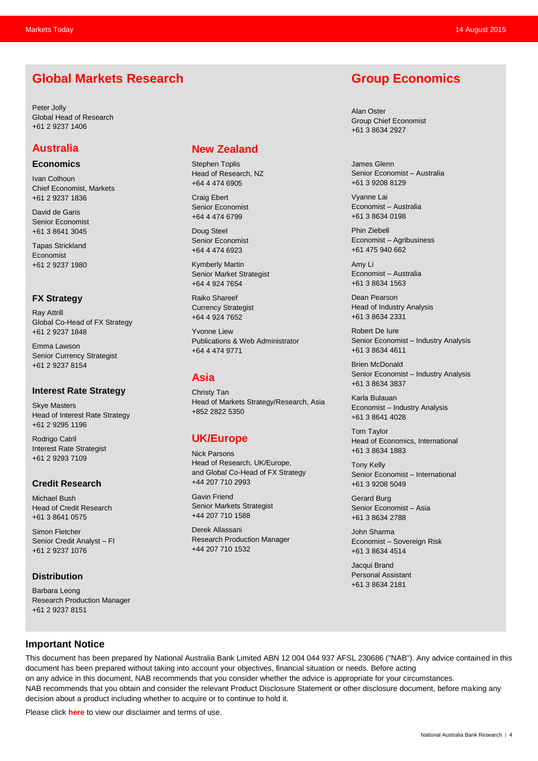## Global Markets Research

Peter Jolly
Global Head of Research
+61 2 9237 1406

### Australia

#### Economics

Ivan Colhoun
Chief Economist, Markets
+61 2 9237 1836

David de Garis
Senior Economist
+61 3 8641 3045

Tapas Strickland
Economist
+61 2 9237 1980

#### FX Strategy

Ray Attrill
Global Co-Head of FX Strategy
+61 2 9237 1848

Emma Lawson
Senior Currency Strategist
+61 2 9237 8154

#### Interest Rate Strategy

Skye Masters
Head of Interest Rate Strategy
+61 2 9295 1196

Rodrigo Catril
Interest Rate Strategist
+61 2 9293 7109

#### Credit Research

Michael Bush
Head of Credit Research
+61 3 8641 0575

Simon Fletcher
Senior Credit Analyst – FI
+61 2 9237 1076

#### Distribution

Barbara Leong
Research Production Manager
+61 2 9237 8151

### New Zealand

Stephen Toplis
Head of Research, NZ
+64 4 474 6905

Craig Ebert
Senior Economist
+64 4 474 6799

Doug Steel
Senior Economist
+64 4 474 6923

Kymberly Martin
Senior Market Strategist
+64 4 924 7654

Raiko Shareef
Currency Strategist
+64 4 924 7652

Yvonne Liew
Publications & Web Administrator
+64 4 474 9771

### Asia

Christy Tan
Head of Markets Strategy/Research, Asia
+852 2822 5350

### UK/Europe

Nick Parsons
Head of Research, UK/Europe,
and Global Co-Head of FX Strategy
+44 207 710 2993

Gavin Friend
Senior Markets Strategist
+44 207 710 1588

Derek Allassani
Research Production Manager
+44 207 710 1532

## Group Economics

Alan Oster
Group Chief Economist
+61 3 8634 2927

James Glenn
Senior Economist – Australia
+61 3 9208 8129

Vyanne Lai
Economist – Australia
+61 3 8634 0198

Phin Ziebell
Economist – Agribusiness
+61 475 940 662

Amy Li
Economist – Australia
+61 3 8634 1563

Dean Pearson
Head of Industry Analysis
+61 3 8634 2331

Robert De Iure
Senior Economist – Industry Analysis
+61 3 8634 4611

Brien McDonald
Senior Economist – Industry Analysis
+61 3 8634 3837

Karla Bulauan
Economist – Industry Analysis
+61 3 8641 4028

Tom Taylor
Head of Economics, International
+61 3 8634 1883

Tony Kelly
Senior Economist – International
+61 3 9208 5049

Gerard Burg
Senior Economist – Asia
+61 3 8634 2788

John Sharma
Economist – Sovereign Risk
+61 3 8634 4514

Jacqui Brand
Personal Assistant
+61 3 8634 2181

### Important Notice

This document has been prepared by National Australia Bank Limited ABN 12 004 044 937 AFSL 230686 ("NAB"). Any advice contained in this document has been prepared without taking into account your objectives, financial situation or needs. Before acting on any advice in this document, NAB recommends that you consider whether the advice is appropriate for your circumstances.
NAB recommends that you obtain and consider the relevant Product Disclosure Statement or other disclosure document, before making any decision about a product including whether to acquire or to continue to hold it.

Please click **here** to view our disclaimer and terms of use.